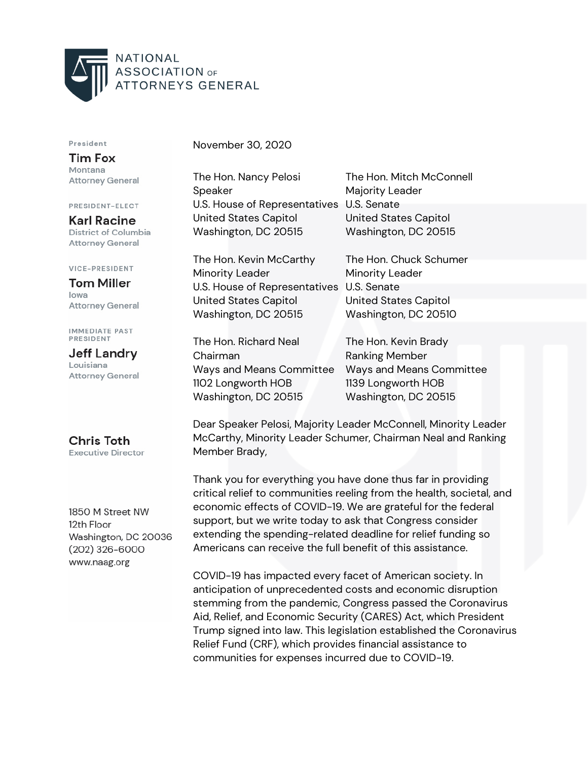# NATIONAL ASSOCIATION OF ATTORNEYS GENERAL

President
**Tim Fox**
Montana
Attorney General

PRESIDENT-ELECT
**Karl Racine**
District of Columbia
Attorney General

VICE-PRESIDENT
**Tom Miller**
Iowa
Attorney General

IMMEDIATE PAST PRESIDENT
**Jeff Landry**
Louisiana
Attorney General

**Chris Toth**
Executive Director

1850 M Street NW
12th Floor
Washington, DC 20036
(202) 326-6000
www.naag.org

November 30, 2020

The Hon. Nancy Pelosi
Speaker
U.S. House of Representatives
United States Capitol
Washington, DC 20515

The Hon. Mitch McConnell
Majority Leader
U.S. Senate
United States Capitol
Washington, DC 20515

The Hon. Kevin McCarthy
Minority Leader
U.S. House of Representatives
United States Capitol
Washington, DC 20515

The Hon. Chuck Schumer
Minority Leader
U.S. Senate
United States Capitol
Washington, DC 20510

The Hon. Richard Neal
Chairman
Ways and Means Committee
1102 Longworth HOB
Washington, DC 20515

The Hon. Kevin Brady
Ranking Member
Ways and Means Committee
1139 Longworth HOB
Washington, DC 20515

Dear Speaker Pelosi, Majority Leader McConnell, Minority Leader McCarthy, Minority Leader Schumer, Chairman Neal and Ranking Member Brady,

Thank you for everything you have done thus far in providing critical relief to communities reeling from the health, societal, and economic effects of COVID-19. We are grateful for the federal support, but we write today to ask that Congress consider extending the spending-related deadline for relief funding so Americans can receive the full benefit of this assistance.

COVID-19 has impacted every facet of American society. In anticipation of unprecedented costs and economic disruption stemming from the pandemic, Congress passed the Coronavirus Aid, Relief, and Economic Security (CARES) Act, which President Trump signed into law. This legislation established the Coronavirus Relief Fund (CRF), which provides financial assistance to communities for expenses incurred due to COVID-19.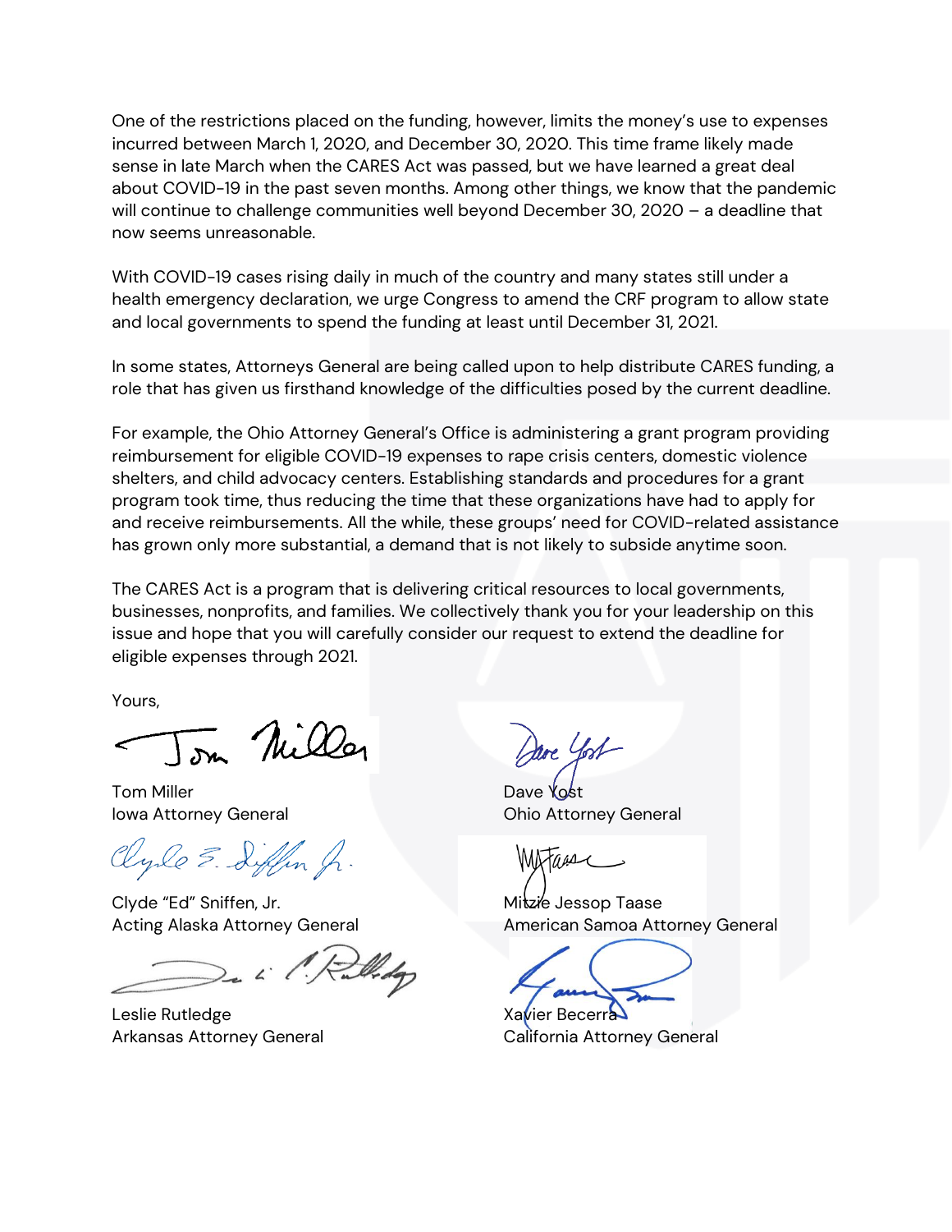One of the restrictions placed on the funding, however, limits the money's use to expenses incurred between March 1, 2020, and December 30, 2020. This time frame likely made sense in late March when the CARES Act was passed, but we have learned a great deal about COVID-19 in the past seven months. Among other things, we know that the pandemic will continue to challenge communities well beyond December 30, 2020 – a deadline that now seems unreasonable.

With COVID-19 cases rising daily in much of the country and many states still under a health emergency declaration, we urge Congress to amend the CRF program to allow state and local governments to spend the funding at least until December 31, 2021.

In some states, Attorneys General are being called upon to help distribute CARES funding, a role that has given us firsthand knowledge of the difficulties posed by the current deadline.

For example, the Ohio Attorney General's Office is administering a grant program providing reimbursement for eligible COVID-19 expenses to rape crisis centers, domestic violence shelters, and child advocacy centers. Establishing standards and procedures for a grant program took time, thus reducing the time that these organizations have had to apply for and receive reimbursements. All the while, these groups' need for COVID-related assistance has grown only more substantial, a demand that is not likely to subside anytime soon.

The CARES Act is a program that is delivering critical resources to local governments, businesses, nonprofits, and families. We collectively thank you for your leadership on this issue and hope that you will carefully consider our request to extend the deadline for eligible expenses through 2021.

Yours,

Tom Miller
Iowa Attorney General

Dave Yost
Ohio Attorney General

Clyde "Ed" Sniffen, Jr.
Acting Alaska Attorney General

Mitzie Jessop Taase
American Samoa Attorney General

Leslie Rutledge
Arkansas Attorney General

Xavier Becerra
California Attorney General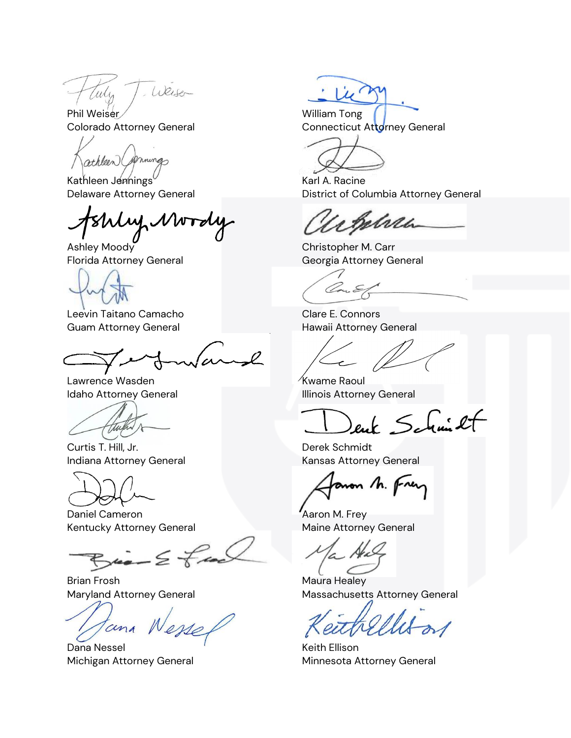Phil Weiser
Colorado Attorney General

William Tong
Connecticut Attorney General

Kathleen Jennings
Delaware Attorney General

Karl A. Racine
District of Columbia Attorney General

Ashley Moody
Florida Attorney General

Christopher M. Carr
Georgia Attorney General

Leevin Taitano Camacho
Guam Attorney General

Clare E. Connors
Hawaii Attorney General

Lawrence Wasden
Idaho Attorney General

Kwame Raoul
Illinois Attorney General

Curtis T. Hill, Jr.
Indiana Attorney General

Derek Schmidt
Kansas Attorney General

Daniel Cameron
Kentucky Attorney General

Aaron M. Frey
Maine Attorney General

Brian Frosh
Maryland Attorney General

Maura Healey
Massachusetts Attorney General

Dana Nessel
Michigan Attorney General

Keith Ellison
Minnesota Attorney General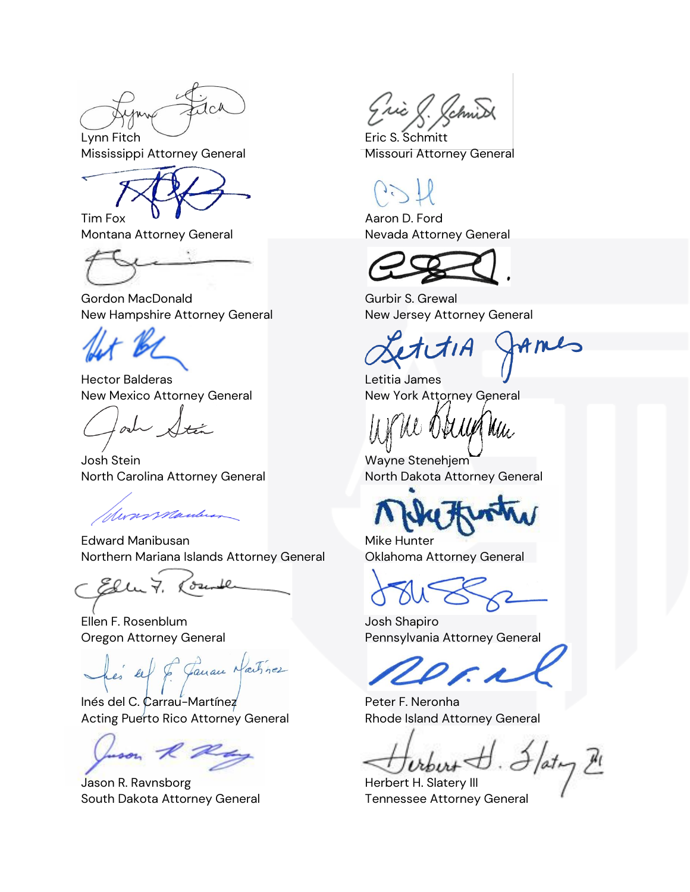Lynn Fitch
Mississippi Attorney General

Eric S. Schmitt
Missouri Attorney General

Tim Fox
Montana Attorney General

Aaron D. Ford
Nevada Attorney General

Gordon MacDonald
New Hampshire Attorney General

Gurbir S. Grewal
New Jersey Attorney General

Hector Balderas
New Mexico Attorney General

Letitia James
New York Attorney General

Josh Stein
North Carolina Attorney General

Wayne Stenehjem
North Dakota Attorney General

Edward Manibusan
Northern Mariana Islands Attorney General

Mike Hunter
Oklahoma Attorney General

Ellen F. Rosenblum
Oregon Attorney General

Josh Shapiro
Pennsylvania Attorney General

Inés del C. Carrau-Martínez
Acting Puerto Rico Attorney General

Peter F. Neronha
Rhode Island Attorney General

Jason R. Ravnsborg
South Dakota Attorney General

Herbert H. Slatery III
Tennessee Attorney General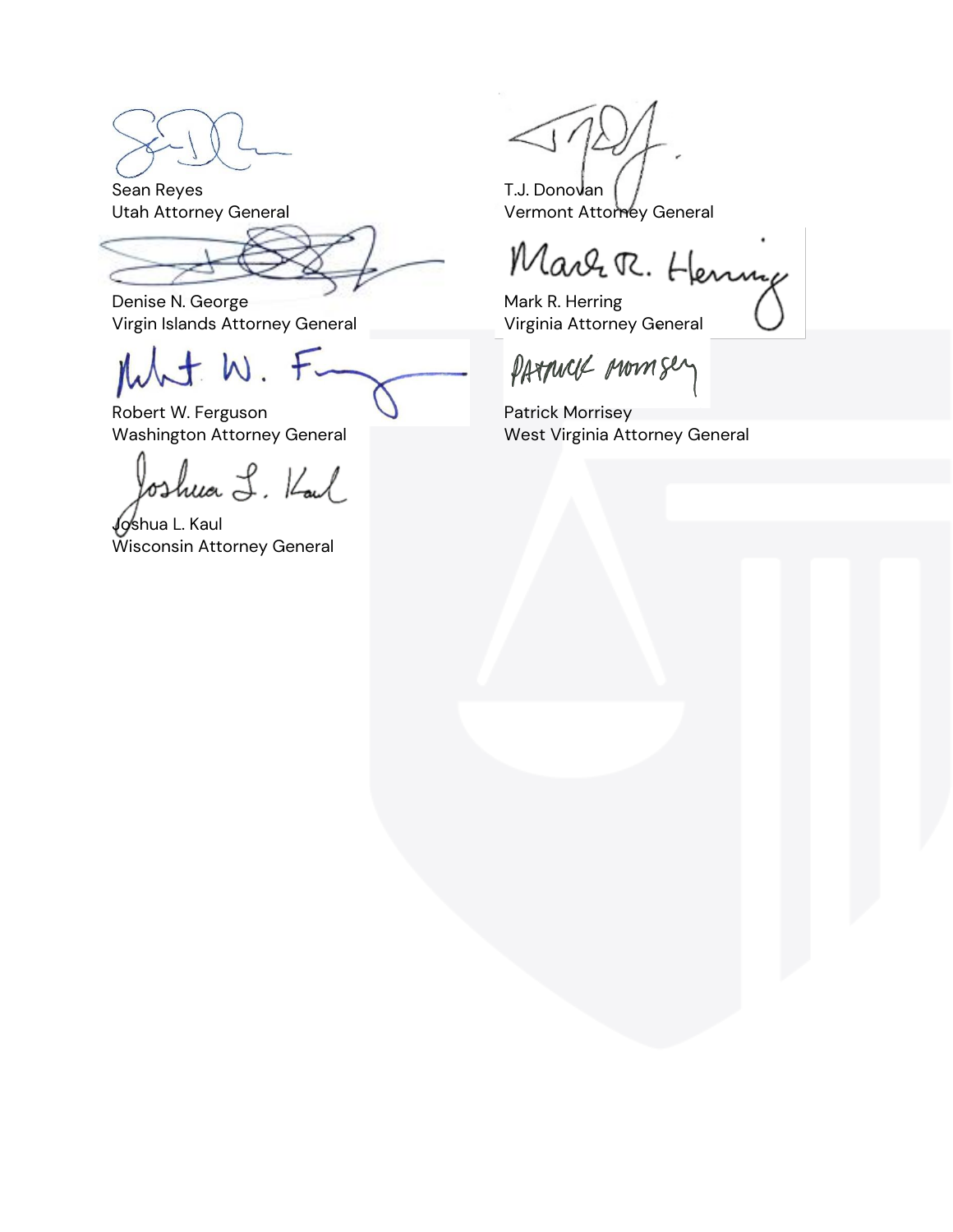Sean Reyes
Utah Attorney General

T.J. Donovan
Vermont Attorney General

Denise N. George
Virgin Islands Attorney General

Mark R. Herring
Virginia Attorney General

Robert W. Ferguson
Washington Attorney General

Patrick Morrisey
West Virginia Attorney General

Joshua L. Kaul
Wisconsin Attorney General